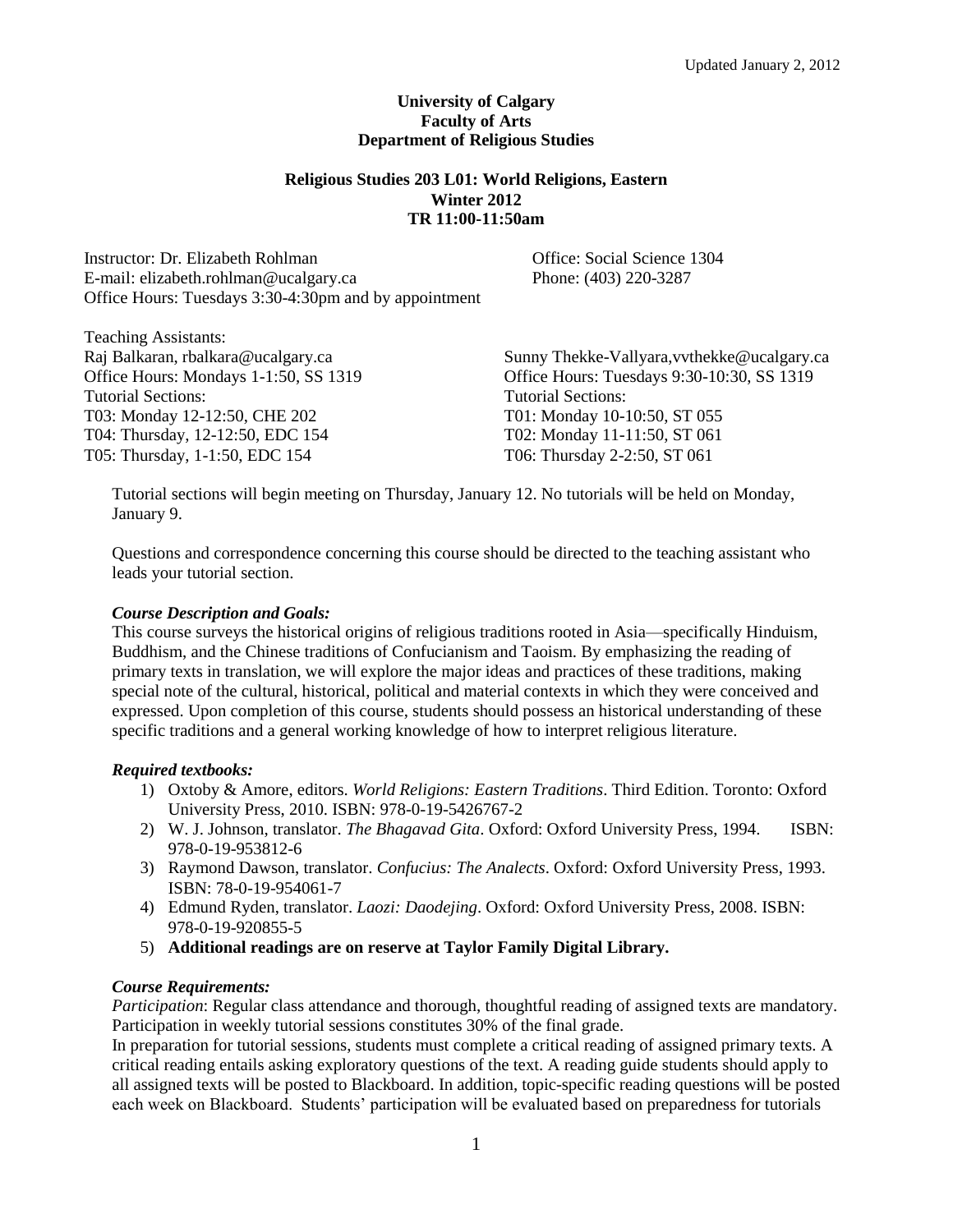Updated January 2, 2012

**University of Calgary**
**Faculty of Arts**
**Department of Religious Studies**

**Religious Studies 203 L01: World Religions, Eastern**
**Winter 2012**
**TR 11:00-11:50am**

Instructor: Dr. Elizabeth Rohlman
E-mail: elizabeth.rohlman@ucalgary.ca
Office Hours: Tuesdays 3:30-4:30pm and by appointment
Office: Social Science 1304
Phone: (403) 220-3287

Teaching Assistants:

Raj Balkaran, rbalkara@ucalgary.ca
Office Hours: Mondays 1-1:50, SS 1319
Tutorial Sections:
T03: Monday 12-12:50, CHE 202
T04: Thursday, 12-12:50, EDC 154
T05: Thursday, 1-1:50, EDC 154

Sunny Thekke-Vallyara,vvthekke@ucalgary.ca
Office Hours: Tuesdays 9:30-10:30, SS 1319
Tutorial Sections:
T01: Monday 10-10:50, ST 055
T02: Monday 11-11:50, ST 061
T06: Thursday 2-2:50, ST 061

Tutorial sections will begin meeting on Thursday, January 12. No tutorials will be held on Monday, January 9.

Questions and correspondence concerning this course should be directed to the teaching assistant who leads your tutorial section.

***Course Description and Goals:***

This course surveys the historical origins of religious traditions rooted in Asia—specifically Hinduism, Buddhism, and the Chinese traditions of Confucianism and Taoism. By emphasizing the reading of primary texts in translation, we will explore the major ideas and practices of these traditions, making special note of the cultural, historical, political and material contexts in which they were conceived and expressed. Upon completion of this course, students should possess an historical understanding of these specific traditions and a general working knowledge of how to interpret religious literature.

***Required textbooks:***

1) Oxtoby & Amore, editors. *World Religions: Eastern Traditions*. Third Edition. Toronto: Oxford University Press, 2010. ISBN: 978-0-19-5426767-2
2) W. J. Johnson, translator. *The Bhagavad Gita*. Oxford: Oxford University Press, 1994. ISBN: 978-0-19-953812-6
3) Raymond Dawson, translator. *Confucius: The Analects*. Oxford: Oxford University Press, 1993. ISBN: 78-0-19-954061-7
4) Edmund Ryden, translator. *Laozi: Daodejing*. Oxford: Oxford University Press, 2008. ISBN: 978-0-19-920855-5
5) **Additional readings are on reserve at Taylor Family Digital Library.**

***Course Requirements:***

*Participation*: Regular class attendance and thorough, thoughtful reading of assigned texts are mandatory. Participation in weekly tutorial sessions constitutes 30% of the final grade.

In preparation for tutorial sessions, students must complete a critical reading of assigned primary texts. A critical reading entails asking exploratory questions of the text. A reading guide students should apply to all assigned texts will be posted to Blackboard. In addition, topic-specific reading questions will be posted each week on Blackboard. Students' participation will be evaluated based on preparedness for tutorials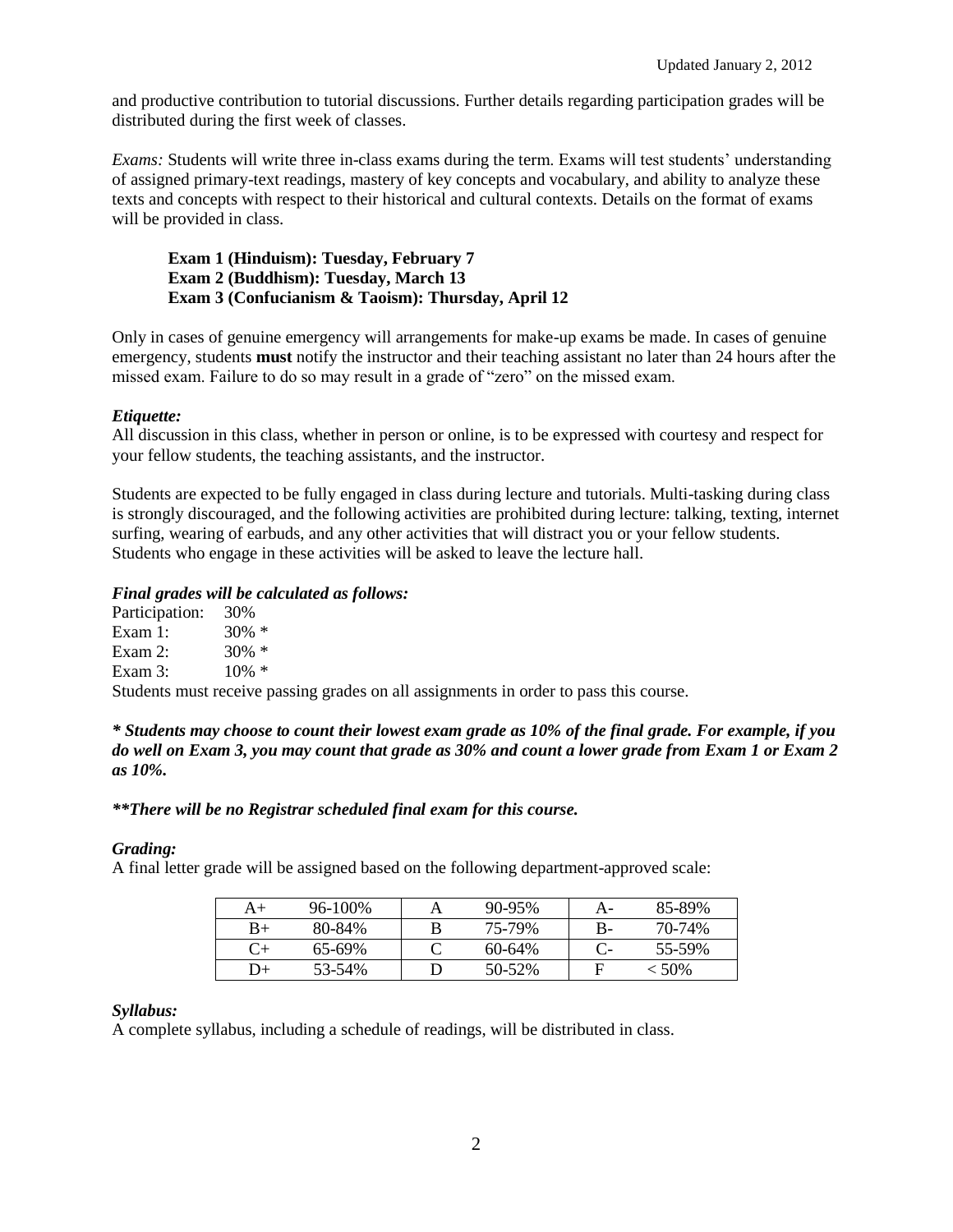and productive contribution to tutorial discussions. Further details regarding participation grades will be distributed during the first week of classes.

*Exams:* Students will write three in-class exams during the term. Exams will test students' understanding of assigned primary-text readings, mastery of key concepts and vocabulary, and ability to analyze these texts and concepts with respect to their historical and cultural contexts. Details on the format of exams will be provided in class.

**Exam 1 (Hinduism): Tuesday, February 7**
**Exam 2 (Buddhism): Tuesday, March 13**
**Exam 3 (Confucianism & Taoism): Thursday, April 12**

Only in cases of genuine emergency will arrangements for make-up exams be made. In cases of genuine emergency, students **must** notify the instructor and their teaching assistant no later than 24 hours after the missed exam. Failure to do so may result in a grade of "zero" on the missed exam.

***Etiquette:***
All discussion in this class, whether in person or online, is to be expressed with courtesy and respect for your fellow students, the teaching assistants, and the instructor.

Students are expected to be fully engaged in class during lecture and tutorials. Multi-tasking during class is strongly discouraged, and the following activities are prohibited during lecture: talking, texting, internet surfing, wearing of earbuds, and any other activities that will distract you or your fellow students. Students who engage in these activities will be asked to leave the lecture hall.

***Final grades will be calculated as follows:***

Participation: 30%
Exam 1: 30% *
Exam 2: 30% *
Exam 3: 10% *

Students must receive passing grades on all assignments in order to pass this course.

***\* Students may choose to count their lowest exam grade as 10% of the final grade. For example, if you do well on Exam 3, you may count that grade as 30% and count a lower grade from Exam 1 or Exam 2 as 10%.***

***\*\*There will be no Registrar scheduled final exam for this course.***

***Grading:***
A final letter grade will be assigned based on the following department-approved scale:

| A+ | 96-100% | A | 90-95% | A- | 85-89% |
|---|---|---|---|---|---|
| B+ | 80-84% | B | 75-79% | B- | 70-74% |
| C+ | 65-69% | C | 60-64% | C- | 55-59% |
| D+ | 53-54% | D | 50-52% | F | < 50% |

***Syllabus:***
A complete syllabus, including a schedule of readings, will be distributed in class.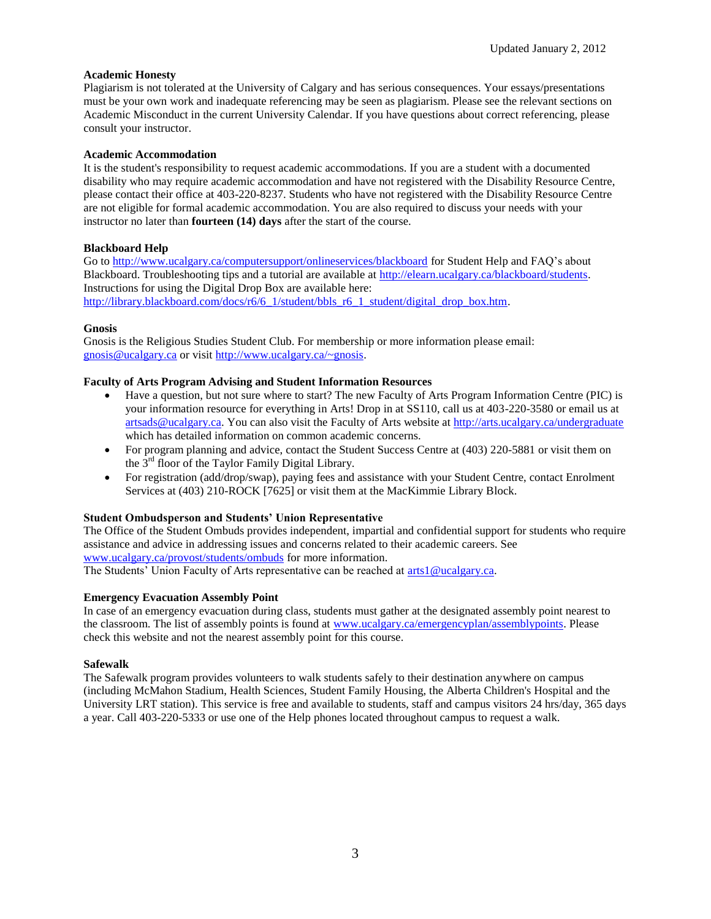Updated January 2, 2012

**Academic Honesty**

Plagiarism is not tolerated at the University of Calgary and has serious consequences. Your essays/presentations must be your own work and inadequate referencing may be seen as plagiarism. Please see the relevant sections on Academic Misconduct in the current University Calendar. If you have questions about correct referencing, please consult your instructor.

**Academic Accommodation**

It is the student's responsibility to request academic accommodations. If you are a student with a documented disability who may require academic accommodation and have not registered with the Disability Resource Centre, please contact their office at 403-220-8237. Students who have not registered with the Disability Resource Centre are not eligible for formal academic accommodation. You are also required to discuss your needs with your instructor no later than **fourteen (14) days** after the start of the course.

**Blackboard Help**

Go to http://www.ucalgary.ca/computersupport/onlineservices/blackboard for Student Help and FAQ's about Blackboard. Troubleshooting tips and a tutorial are available at http://elearn.ucalgary.ca/blackboard/students. Instructions for using the Digital Drop Box are available here: http://library.blackboard.com/docs/r6/6_1/student/bbls_r6_1_student/digital_drop_box.htm.

**Gnosis**

Gnosis is the Religious Studies Student Club. For membership or more information please email: gnosis@ucalgary.ca or visit http://www.ucalgary.ca/~gnosis.

**Faculty of Arts Program Advising and Student Information Resources**

- Have a question, but not sure where to start? The new Faculty of Arts Program Information Centre (PIC) is your information resource for everything in Arts! Drop in at SS110, call us at 403-220-3580 or email us at artsads@ucalgary.ca. You can also visit the Faculty of Arts website at http://arts.ucalgary.ca/undergraduate which has detailed information on common academic concerns.
- For program planning and advice, contact the Student Success Centre at (403) 220-5881 or visit them on the 3rd floor of the Taylor Family Digital Library.
- For registration (add/drop/swap), paying fees and assistance with your Student Centre, contact Enrolment Services at (403) 210-ROCK [7625] or visit them at the MacKimmie Library Block.

**Student Ombudsperson and Students' Union Representative**

The Office of the Student Ombuds provides independent, impartial and confidential support for students who require assistance and advice in addressing issues and concerns related to their academic careers. See www.ucalgary.ca/provost/students/ombuds for more information.

The Students' Union Faculty of Arts representative can be reached at arts1@ucalgary.ca.

**Emergency Evacuation Assembly Point**

In case of an emergency evacuation during class, students must gather at the designated assembly point nearest to the classroom. The list of assembly points is found at www.ucalgary.ca/emergencyplan/assemblypoints. Please check this website and not the nearest assembly point for this course.

**Safewalk**

The Safewalk program provides volunteers to walk students safely to their destination anywhere on campus (including McMahon Stadium, Health Sciences, Student Family Housing, the Alberta Children's Hospital and the University LRT station). This service is free and available to students, staff and campus visitors 24 hrs/day, 365 days a year. Call 403-220-5333 or use one of the Help phones located throughout campus to request a walk.